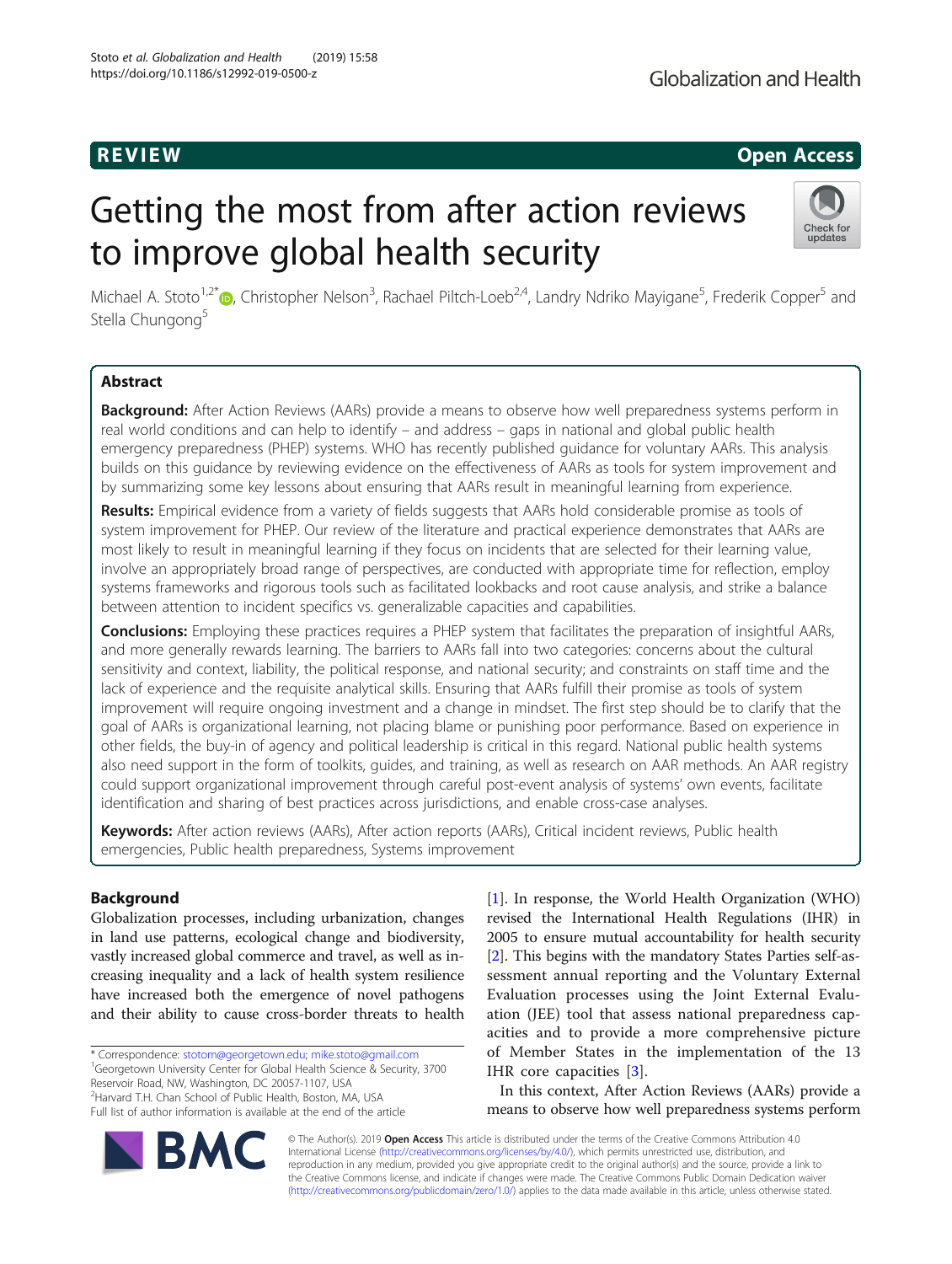REVIEW

Open Access

# Getting the most from after action reviews to improve global health security

Michael A. Stoto[1,2*], Christopher Nelson[3], Rachael Piltch-Loeb[2,4], Landry Ndriko Mayigane[5], Frederik Copper[5] and Stella Chungong[5]

## Abstract

**Background:** After Action Reviews (AARs) provide a means to observe how well preparedness systems perform in real world conditions and can help to identify – and address – gaps in national and global public health emergency preparedness (PHEP) systems. WHO has recently published guidance for voluntary AARs. This analysis builds on this guidance by reviewing evidence on the effectiveness of AARs as tools for system improvement and by summarizing some key lessons about ensuring that AARs result in meaningful learning from experience.

**Results:** Empirical evidence from a variety of fields suggests that AARs hold considerable promise as tools of system improvement for PHEP. Our review of the literature and practical experience demonstrates that AARs are most likely to result in meaningful learning if they focus on incidents that are selected for their learning value, involve an appropriately broad range of perspectives, are conducted with appropriate time for reflection, employ systems frameworks and rigorous tools such as facilitated lookbacks and root cause analysis, and strike a balance between attention to incident specifics vs. generalizable capacities and capabilities.

**Conclusions:** Employing these practices requires a PHEP system that facilitates the preparation of insightful AARs, and more generally rewards learning. The barriers to AARs fall into two categories: concerns about the cultural sensitivity and context, liability, the political response, and national security; and constraints on staff time and the lack of experience and the requisite analytical skills. Ensuring that AARs fulfill their promise as tools of system improvement will require ongoing investment and a change in mindset. The first step should be to clarify that the goal of AARs is organizational learning, not placing blame or punishing poor performance. Based on experience in other fields, the buy-in of agency and political leadership is critical in this regard. National public health systems also need support in the form of toolkits, guides, and training, as well as research on AAR methods. An AAR registry could support organizational improvement through careful post-event analysis of systems' own events, facilitate identification and sharing of best practices across jurisdictions, and enable cross-case analyses.

**Keywords:** After action reviews (AARs), After action reports (AARs), Critical incident reviews, Public health emergencies, Public health preparedness, Systems improvement

## Background

Globalization processes, including urbanization, changes in land use patterns, ecological change and biodiversity, vastly increased global commerce and travel, as well as increasing inequality and a lack of health system resilience have increased both the emergence of novel pathogens and their ability to cause cross-border threats to health [1]. In response, the World Health Organization (WHO) revised the International Health Regulations (IHR) in 2005 to ensure mutual accountability for health security [2]. This begins with the mandatory States Parties self-assessment annual reporting and the Voluntary External Evaluation processes using the Joint External Evaluation (JEE) tool that assess national preparedness capacities and to provide a more comprehensive picture of Member States in the implementation of the 13 IHR core capacities [3].

In this context, After Action Reviews (AARs) provide a means to observe how well preparedness systems perform

\* Correspondence: stotom@georgetown.edu; mike.stoto@gmail.com
[1]Georgetown University Center for Global Health Science & Security, 3700 Reservoir Road, NW, Washington, DC 20057-1107, USA
[2]Harvard T.H. Chan School of Public Health, Boston, MA, USA
Full list of author information is available at the end of the article

© The Author(s). 2019 **Open Access** This article is distributed under the terms of the Creative Commons Attribution 4.0 International License (http://creativecommons.org/licenses/by/4.0/), which permits unrestricted use, distribution, and reproduction in any medium, provided you give appropriate credit to the original author(s) and the source, provide a link to the Creative Commons license, and indicate if changes were made. The Creative Commons Public Domain Dedication waiver (http://creativecommons.org/publicdomain/zero/1.0/) applies to the data made available in this article, unless otherwise stated.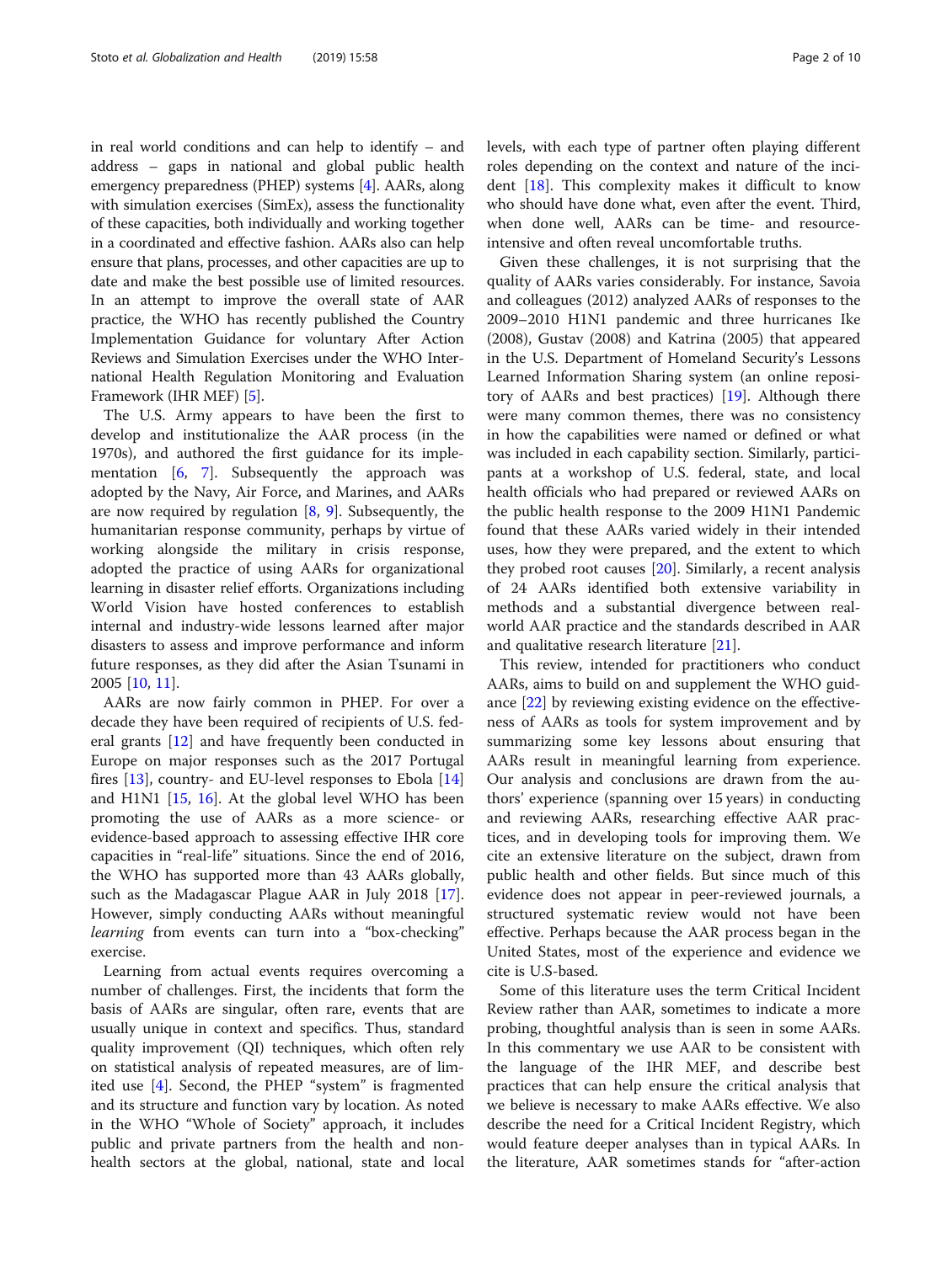in real world conditions and can help to identify – and address – gaps in national and global public health emergency preparedness (PHEP) systems [4]. AARs, along with simulation exercises (SimEx), assess the functionality of these capacities, both individually and working together in a coordinated and effective fashion. AARs also can help ensure that plans, processes, and other capacities are up to date and make the best possible use of limited resources. In an attempt to improve the overall state of AAR practice, the WHO has recently published the Country Implementation Guidance for voluntary After Action Reviews and Simulation Exercises under the WHO International Health Regulation Monitoring and Evaluation Framework (IHR MEF) [5].

The U.S. Army appears to have been the first to develop and institutionalize the AAR process (in the 1970s), and authored the first guidance for its implementation [6, 7]. Subsequently the approach was adopted by the Navy, Air Force, and Marines, and AARs are now required by regulation [8, 9]. Subsequently, the humanitarian response community, perhaps by virtue of working alongside the military in crisis response, adopted the practice of using AARs for organizational learning in disaster relief efforts. Organizations including World Vision have hosted conferences to establish internal and industry-wide lessons learned after major disasters to assess and improve performance and inform future responses, as they did after the Asian Tsunami in 2005 [10, 11].

AARs are now fairly common in PHEP. For over a decade they have been required of recipients of U.S. federal grants [12] and have frequently been conducted in Europe on major responses such as the 2017 Portugal fires [13], country- and EU-level responses to Ebola [14] and H1N1 [15, 16]. At the global level WHO has been promoting the use of AARs as a more science- or evidence-based approach to assessing effective IHR core capacities in "real-life" situations. Since the end of 2016, the WHO has supported more than 43 AARs globally, such as the Madagascar Plague AAR in July 2018 [17]. However, simply conducting AARs without meaningful *learning* from events can turn into a "box-checking" exercise.

Learning from actual events requires overcoming a number of challenges. First, the incidents that form the basis of AARs are singular, often rare, events that are usually unique in context and specifics. Thus, standard quality improvement (QI) techniques, which often rely on statistical analysis of repeated measures, are of limited use [4]. Second, the PHEP "system" is fragmented and its structure and function vary by location. As noted in the WHO "Whole of Society" approach, it includes public and private partners from the health and non-health sectors at the global, national, state and local levels, with each type of partner often playing different roles depending on the context and nature of the incident [18]. This complexity makes it difficult to know who should have done what, even after the event. Third, when done well, AARs can be time- and resource-intensive and often reveal uncomfortable truths.

Given these challenges, it is not surprising that the quality of AARs varies considerably. For instance, Savoia and colleagues (2012) analyzed AARs of responses to the 2009–2010 H1N1 pandemic and three hurricanes Ike (2008), Gustav (2008) and Katrina (2005) that appeared in the U.S. Department of Homeland Security's Lessons Learned Information Sharing system (an online repository of AARs and best practices) [19]. Although there were many common themes, there was no consistency in how the capabilities were named or defined or what was included in each capability section. Similarly, participants at a workshop of U.S. federal, state, and local health officials who had prepared or reviewed AARs on the public health response to the 2009 H1N1 Pandemic found that these AARs varied widely in their intended uses, how they were prepared, and the extent to which they probed root causes [20]. Similarly, a recent analysis of 24 AARs identified both extensive variability in methods and a substantial divergence between real-world AAR practice and the standards described in AAR and qualitative research literature [21].

This review, intended for practitioners who conduct AARs, aims to build on and supplement the WHO guidance [22] by reviewing existing evidence on the effectiveness of AARs as tools for system improvement and by summarizing some key lessons about ensuring that AARs result in meaningful learning from experience. Our analysis and conclusions are drawn from the authors' experience (spanning over 15 years) in conducting and reviewing AARs, researching effective AAR practices, and in developing tools for improving them. We cite an extensive literature on the subject, drawn from public health and other fields. But since much of this evidence does not appear in peer-reviewed journals, a structured systematic review would not have been effective. Perhaps because the AAR process began in the United States, most of the experience and evidence we cite is U.S-based.

Some of this literature uses the term Critical Incident Review rather than AAR, sometimes to indicate a more probing, thoughtful analysis than is seen in some AARs. In this commentary we use AAR to be consistent with the language of the IHR MEF, and describe best practices that can help ensure the critical analysis that we believe is necessary to make AARs effective. We also describe the need for a Critical Incident Registry, which would feature deeper analyses than in typical AARs. In the literature, AAR sometimes stands for "after-action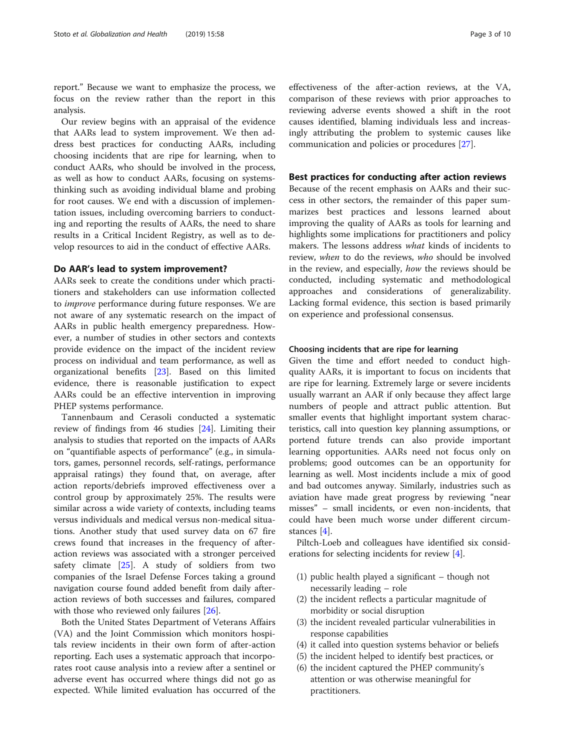report." Because we want to emphasize the process, we focus on the review rather than the report in this analysis.

Our review begins with an appraisal of the evidence that AARs lead to system improvement. We then address best practices for conducting AARs, including choosing incidents that are ripe for learning, when to conduct AARs, who should be involved in the process, as well as how to conduct AARs, focusing on systems-thinking such as avoiding individual blame and probing for root causes. We end with a discussion of implementation issues, including overcoming barriers to conducting and reporting the results of AARs, the need to share results in a Critical Incident Registry, as well as to develop resources to aid in the conduct of effective AARs.

## Do AAR's lead to system improvement?

AARs seek to create the conditions under which practitioners and stakeholders can use information collected to *improve* performance during future responses. We are not aware of any systematic research on the impact of AARs in public health emergency preparedness. However, a number of studies in other sectors and contexts provide evidence on the impact of the incident review process on individual and team performance, as well as organizational benefits [23]. Based on this limited evidence, there is reasonable justification to expect AARs could be an effective intervention in improving PHEP systems performance.

Tannenbaum and Cerasoli conducted a systematic review of findings from 46 studies [24]. Limiting their analysis to studies that reported on the impacts of AARs on "quantifiable aspects of performance" (e.g., in simulators, games, personnel records, self-ratings, performance appraisal ratings) they found that, on average, after action reports/debriefs improved effectiveness over a control group by approximately 25%. The results were similar across a wide variety of contexts, including teams versus individuals and medical versus non-medical situations. Another study that used survey data on 67 fire crews found that increases in the frequency of after-action reviews was associated with a stronger perceived safety climate [25]. A study of soldiers from two companies of the Israel Defense Forces taking a ground navigation course found added benefit from daily after-action reviews of both successes and failures, compared with those who reviewed only failures [26].

Both the United States Department of Veterans Affairs (VA) and the Joint Commission which monitors hospitals review incidents in their own form of after-action reporting. Each uses a systematic approach that incorporates root cause analysis into a review after a sentinel or adverse event has occurred where things did not go as expected. While limited evaluation has occurred of the effectiveness of the after-action reviews, at the VA, comparison of these reviews with prior approaches to reviewing adverse events showed a shift in the root causes identified, blaming individuals less and increasingly attributing the problem to systemic causes like communication and policies or procedures [27].

## Best practices for conducting after action reviews

Because of the recent emphasis on AARs and their success in other sectors, the remainder of this paper summarizes best practices and lessons learned about improving the quality of AARs as tools for learning and highlights some implications for practitioners and policy makers. The lessons address *what* kinds of incidents to review, *when* to do the reviews, *who* should be involved in the review, and especially, *how* the reviews should be conducted, including systematic and methodological approaches and considerations of generalizability. Lacking formal evidence, this section is based primarily on experience and professional consensus.

### Choosing incidents that are ripe for learning

Given the time and effort needed to conduct high-quality AARs, it is important to focus on incidents that are ripe for learning. Extremely large or severe incidents usually warrant an AAR if only because they affect large numbers of people and attract public attention. But smaller events that highlight important system characteristics, call into question key planning assumptions, or portend future trends can also provide important learning opportunities. AARs need not focus only on problems; good outcomes can be an opportunity for learning as well. Most incidents include a mix of good and bad outcomes anyway. Similarly, industries such as aviation have made great progress by reviewing "near misses" – small incidents, or even non-incidents, that could have been much worse under different circumstances [4].

Piltch-Loeb and colleagues have identified six considerations for selecting incidents for review [4].

(1) public health played a significant – though not necessarily leading – role
(2) the incident reflects a particular magnitude of morbidity or social disruption
(3) the incident revealed particular vulnerabilities in response capabilities
(4) it called into question systems behavior or beliefs
(5) the incident helped to identify best practices, or
(6) the incident captured the PHEP community's attention or was otherwise meaningful for practitioners.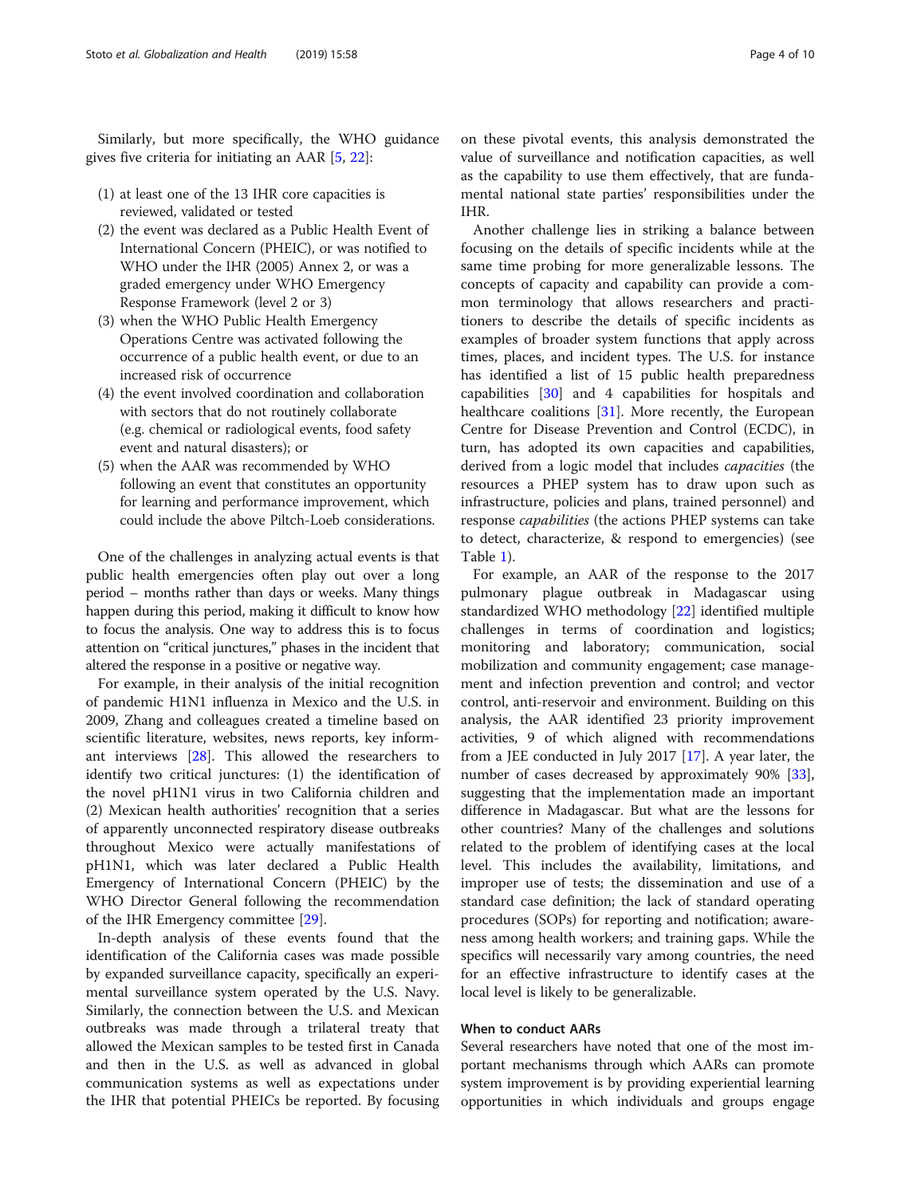Similarly, but more specifically, the WHO guidance gives five criteria for initiating an AAR [5, 22]:

(1) at least one of the 13 IHR core capacities is reviewed, validated or tested
(2) the event was declared as a Public Health Event of International Concern (PHEIC), or was notified to WHO under the IHR (2005) Annex 2, or was a graded emergency under WHO Emergency Response Framework (level 2 or 3)
(3) when the WHO Public Health Emergency Operations Centre was activated following the occurrence of a public health event, or due to an increased risk of occurrence
(4) the event involved coordination and collaboration with sectors that do not routinely collaborate (e.g. chemical or radiological events, food safety event and natural disasters); or
(5) when the AAR was recommended by WHO following an event that constitutes an opportunity for learning and performance improvement, which could include the above Piltch-Loeb considerations.

One of the challenges in analyzing actual events is that public health emergencies often play out over a long period – months rather than days or weeks. Many things happen during this period, making it difficult to know how to focus the analysis. One way to address this is to focus attention on "critical junctures," phases in the incident that altered the response in a positive or negative way.

For example, in their analysis of the initial recognition of pandemic H1N1 influenza in Mexico and the U.S. in 2009, Zhang and colleagues created a timeline based on scientific literature, websites, news reports, key informant interviews [28]. This allowed the researchers to identify two critical junctures: (1) the identification of the novel pH1N1 virus in two California children and (2) Mexican health authorities' recognition that a series of apparently unconnected respiratory disease outbreaks throughout Mexico were actually manifestations of pH1N1, which was later declared a Public Health Emergency of International Concern (PHEIC) by the WHO Director General following the recommendation of the IHR Emergency committee [29].

In-depth analysis of these events found that the identification of the California cases was made possible by expanded surveillance capacity, specifically an experimental surveillance system operated by the U.S. Navy. Similarly, the connection between the U.S. and Mexican outbreaks was made through a trilateral treaty that allowed the Mexican samples to be tested first in Canada and then in the U.S. as well as advanced in global communication systems as well as expectations under the IHR that potential PHEICs be reported. By focusing on these pivotal events, this analysis demonstrated the value of surveillance and notification capacities, as well as the capability to use them effectively, that are fundamental national state parties' responsibilities under the IHR.

Another challenge lies in striking a balance between focusing on the details of specific incidents while at the same time probing for more generalizable lessons. The concepts of capacity and capability can provide a common terminology that allows researchers and practitioners to describe the details of specific incidents as examples of broader system functions that apply across times, places, and incident types. The U.S. for instance has identified a list of 15 public health preparedness capabilities [30] and 4 capabilities for hospitals and healthcare coalitions [31]. More recently, the European Centre for Disease Prevention and Control (ECDC), in turn, has adopted its own capacities and capabilities, derived from a logic model that includes *capacities* (the resources a PHEP system has to draw upon such as infrastructure, policies and plans, trained personnel) and response *capabilities* (the actions PHEP systems can take to detect, characterize, & respond to emergencies) (see Table 1).

For example, an AAR of the response to the 2017 pulmonary plague outbreak in Madagascar using standardized WHO methodology [22] identified multiple challenges in terms of coordination and logistics; monitoring and laboratory; communication, social mobilization and community engagement; case management and infection prevention and control; and vector control, anti-reservoir and environment. Building on this analysis, the AAR identified 23 priority improvement activities, 9 of which aligned with recommendations from a JEE conducted in July 2017 [17]. A year later, the number of cases decreased by approximately 90% [33], suggesting that the implementation made an important difference in Madagascar. But what are the lessons for other countries? Many of the challenges and solutions related to the problem of identifying cases at the local level. This includes the availability, limitations, and improper use of tests; the dissemination and use of a standard case definition; the lack of standard operating procedures (SOPs) for reporting and notification; awareness among health workers; and training gaps. While the specifics will necessarily vary among countries, the need for an effective infrastructure to identify cases at the local level is likely to be generalizable.

## When to conduct AARs

Several researchers have noted that one of the most important mechanisms through which AARs can promote system improvement is by providing experiential learning opportunities in which individuals and groups engage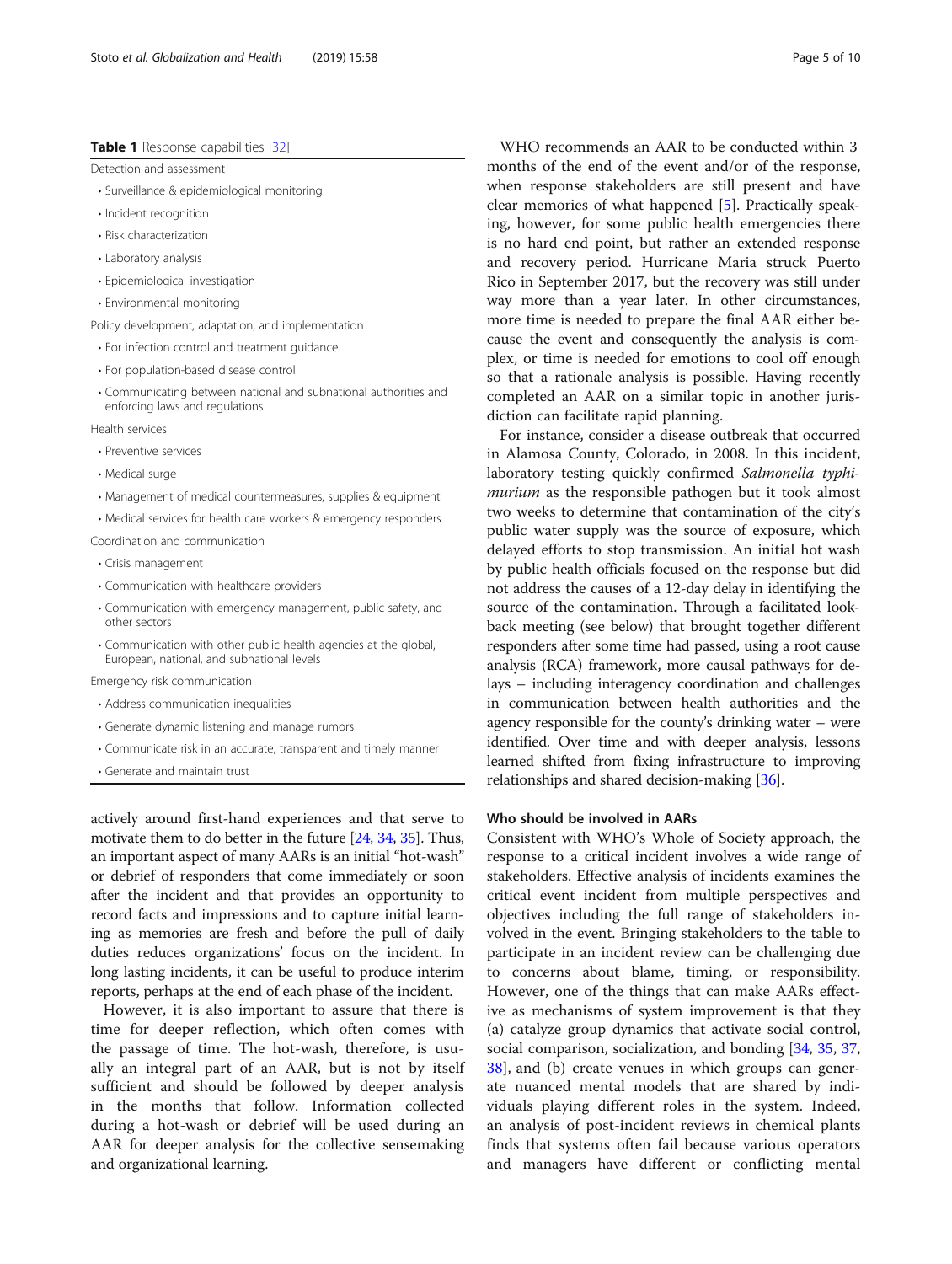**Table 1** Response capabilities [32]

| |
|---|
| Detection and assessment |
| • Surveillance & epidemiological monitoring |
| • Incident recognition |
| • Risk characterization |
| • Laboratory analysis |
| • Epidemiological investigation |
| • Environmental monitoring |
| Policy development, adaptation, and implementation |
| • For infection control and treatment guidance |
| • For population-based disease control |
| • Communicating between national and subnational authorities and enforcing laws and regulations |
| Health services |
| • Preventive services |
| • Medical surge |
| • Management of medical countermeasures, supplies & equipment |
| • Medical services for health care workers & emergency responders |
| Coordination and communication |
| • Crisis management |
| • Communication with healthcare providers |
| • Communication with emergency management, public safety, and other sectors |
| • Communication with other public health agencies at the global, European, national, and subnational levels |
| Emergency risk communication |
| • Address communication inequalities |
| • Generate dynamic listening and manage rumors |
| • Communicate risk in an accurate, transparent and timely manner |
| • Generate and maintain trust |

actively around first-hand experiences and that serve to motivate them to do better in the future [24, 34, 35]. Thus, an important aspect of many AARs is an initial "hot-wash" or debrief of responders that come immediately or soon after the incident and that provides an opportunity to record facts and impressions and to capture initial learning as memories are fresh and before the pull of daily duties reduces organizations' focus on the incident. In long lasting incidents, it can be useful to produce interim reports, perhaps at the end of each phase of the incident.

However, it is also important to assure that there is time for deeper reflection, which often comes with the passage of time. The hot-wash, therefore, is usually an integral part of an AAR, but is not by itself sufficient and should be followed by deeper analysis in the months that follow. Information collected during a hot-wash or debrief will be used during an AAR for deeper analysis for the collective sensemaking and organizational learning.

WHO recommends an AAR to be conducted within 3 months of the end of the event and/or of the response, when response stakeholders are still present and have clear memories of what happened [5]. Practically speaking, however, for some public health emergencies there is no hard end point, but rather an extended response and recovery period. Hurricane Maria struck Puerto Rico in September 2017, but the recovery was still under way more than a year later. In other circumstances, more time is needed to prepare the final AAR either because the event and consequently the analysis is complex, or time is needed for emotions to cool off enough so that a rationale analysis is possible. Having recently completed an AAR on a similar topic in another jurisdiction can facilitate rapid planning.

For instance, consider a disease outbreak that occurred in Alamosa County, Colorado, in 2008. In this incident, laboratory testing quickly confirmed *Salmonella typhimurium* as the responsible pathogen but it took almost two weeks to determine that contamination of the city's public water supply was the source of exposure, which delayed efforts to stop transmission. An initial hot wash by public health officials focused on the response but did not address the causes of a 12-day delay in identifying the source of the contamination. Through a facilitated look-back meeting (see below) that brought together different responders after some time had passed, using a root cause analysis (RCA) framework, more causal pathways for delays – including interagency coordination and challenges in communication between health authorities and the agency responsible for the county's drinking water – were identified. Over time and with deeper analysis, lessons learned shifted from fixing infrastructure to improving relationships and shared decision-making [36].

### Who should be involved in AARs

Consistent with WHO's Whole of Society approach, the response to a critical incident involves a wide range of stakeholders. Effective analysis of incidents examines the critical event incident from multiple perspectives and objectives including the full range of stakeholders involved in the event. Bringing stakeholders to the table to participate in an incident review can be challenging due to concerns about blame, timing, or responsibility. However, one of the things that can make AARs effective as mechanisms of system improvement is that they (a) catalyze group dynamics that activate social control, social comparison, socialization, and bonding [34, 35, 37, 38], and (b) create venues in which groups can generate nuanced mental models that are shared by individuals playing different roles in the system. Indeed, an analysis of post-incident reviews in chemical plants finds that systems often fail because various operators and managers have different or conflicting mental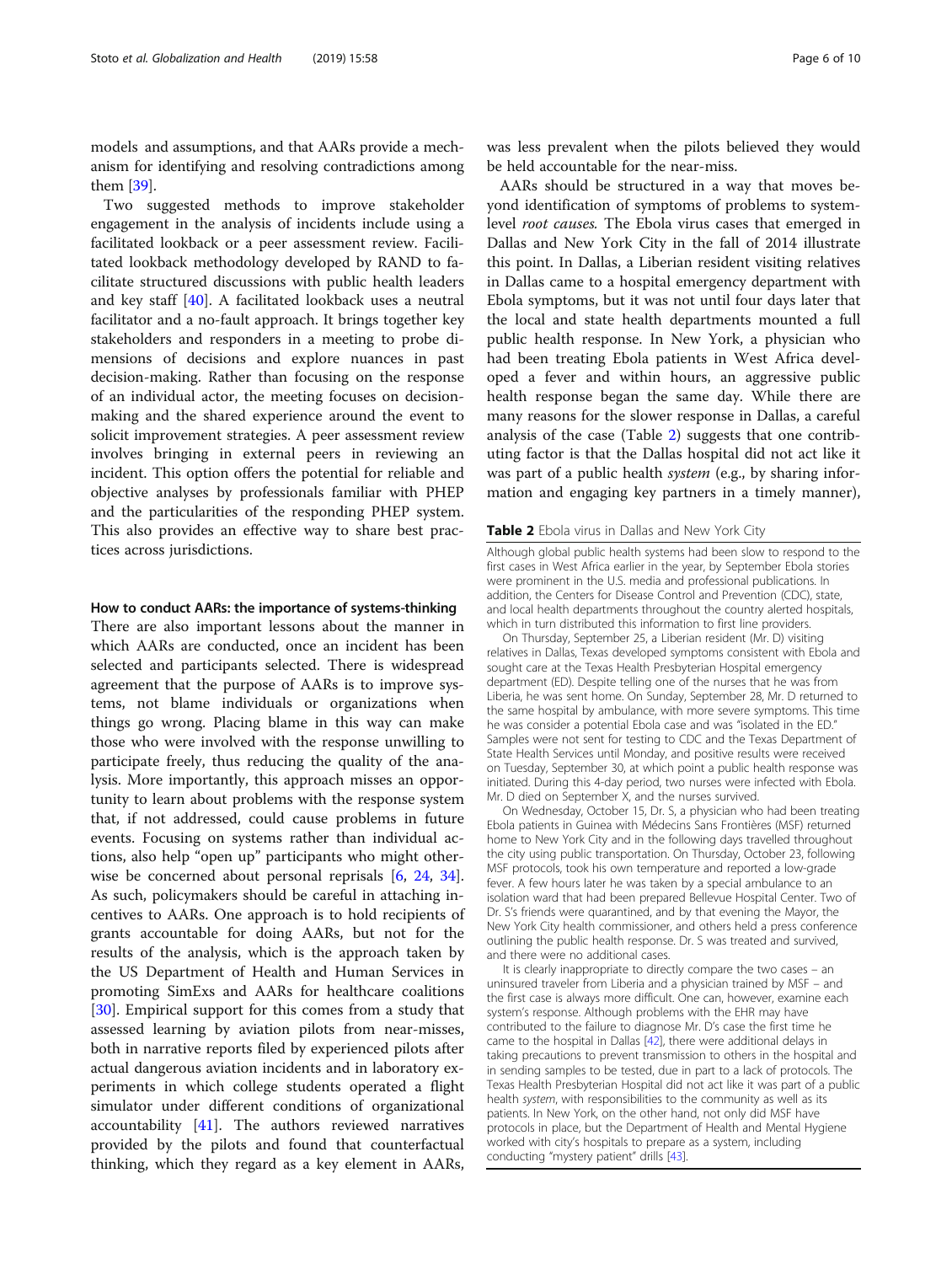models and assumptions, and that AARs provide a mechanism for identifying and resolving contradictions among them [39].

Two suggested methods to improve stakeholder engagement in the analysis of incidents include using a facilitated lookback or a peer assessment review. Facilitated lookback methodology developed by RAND to facilitate structured discussions with public health leaders and key staff [40]. A facilitated lookback uses a neutral facilitator and a no-fault approach. It brings together key stakeholders and responders in a meeting to probe dimensions of decisions and explore nuances in past decision-making. Rather than focusing on the response of an individual actor, the meeting focuses on decision-making and the shared experience around the event to solicit improvement strategies. A peer assessment review involves bringing in external peers in reviewing an incident. This option offers the potential for reliable and objective analyses by professionals familiar with PHEP and the particularities of the responding PHEP system. This also provides an effective way to share best practices across jurisdictions.

#### How to conduct AARs: the importance of systems-thinking

There are also important lessons about the manner in which AARs are conducted, once an incident has been selected and participants selected. There is widespread agreement that the purpose of AARs is to improve systems, not blame individuals or organizations when things go wrong. Placing blame in this way can make those who were involved with the response unwilling to participate freely, thus reducing the quality of the analysis. More importantly, this approach misses an opportunity to learn about problems with the response system that, if not addressed, could cause problems in future events. Focusing on systems rather than individual actions, also help "open up" participants who might otherwise be concerned about personal reprisals [6, 24, 34]. As such, policymakers should be careful in attaching incentives to AARs. One approach is to hold recipients of grants accountable for doing AARs, but not for the results of the analysis, which is the approach taken by the US Department of Health and Human Services in promoting SimExs and AARs for healthcare coalitions [30]. Empirical support for this comes from a study that assessed learning by aviation pilots from near-misses, both in narrative reports filed by experienced pilots after actual dangerous aviation incidents and in laboratory experiments in which college students operated a flight simulator under different conditions of organizational accountability [41]. The authors reviewed narratives provided by the pilots and found that counterfactual thinking, which they regard as a key element in AARs, was less prevalent when the pilots believed they would be held accountable for the near-miss.

AARs should be structured in a way that moves beyond identification of symptoms of problems to system-level *root causes.* The Ebola virus cases that emerged in Dallas and New York City in the fall of 2014 illustrate this point. In Dallas, a Liberian resident visiting relatives in Dallas came to a hospital emergency department with Ebola symptoms, but it was not until four days later that the local and state health departments mounted a full public health response. In New York, a physician who had been treating Ebola patients in West Africa developed a fever and within hours, an aggressive public health response began the same day. While there are many reasons for the slower response in Dallas, a careful analysis of the case (Table 2) suggests that one contributing factor is that the Dallas hospital did not act like it was part of a public health *system* (e.g., by sharing information and engaging key partners in a timely manner),

**Table 2** Ebola virus in Dallas and New York City

Although global public health systems had been slow to respond to the first cases in West Africa earlier in the year, by September Ebola stories were prominent in the U.S. media and professional publications. In addition, the Centers for Disease Control and Prevention (CDC), state, and local health departments throughout the country alerted hospitals, which in turn distributed this information to first line providers.

On Thursday, September 25, a Liberian resident (Mr. D) visiting relatives in Dallas, Texas developed symptoms consistent with Ebola and sought care at the Texas Health Presbyterian Hospital emergency department (ED). Despite telling one of the nurses that he was from Liberia, he was sent home. On Sunday, September 28, Mr. D returned to the same hospital by ambulance, with more severe symptoms. This time he was consider a potential Ebola case and was "isolated in the ED." Samples were not sent for testing to CDC and the Texas Department of State Health Services until Monday, and positive results were received on Tuesday, September 30, at which point a public health response was initiated. During this 4-day period, two nurses were infected with Ebola. Mr. D died on September X, and the nurses survived.

On Wednesday, October 15, Dr. S, a physician who had been treating Ebola patients in Guinea with Médecins Sans Frontières (MSF) returned home to New York City and in the following days travelled throughout the city using public transportation. On Thursday, October 23, following MSF protocols, took his own temperature and reported a low-grade fever. A few hours later he was taken by a special ambulance to an isolation ward that had been prepared Bellevue Hospital Center. Two of Dr. S's friends were quarantined, and by that evening the Mayor, the New York City health commissioner, and others held a press conference outlining the public health response. Dr. S was treated and survived, and there were no additional cases.

It is clearly inappropriate to directly compare the two cases – an uninsured traveler from Liberia and a physician trained by MSF – and the first case is always more difficult. One can, however, examine each system's response. Although problems with the EHR may have contributed to the failure to diagnose Mr. D's case the first time he came to the hospital in Dallas [42], there were additional delays in taking precautions to prevent transmission to others in the hospital and in sending samples to be tested, due in part to a lack of protocols. The Texas Health Presbyterian Hospital did not act like it was part of a public health *system*, with responsibilities to the community as well as its patients. In New York, on the other hand, not only did MSF have protocols in place, but the Department of Health and Mental Hygiene worked with city's hospitals to prepare as a system, including conducting "mystery patient" drills [43].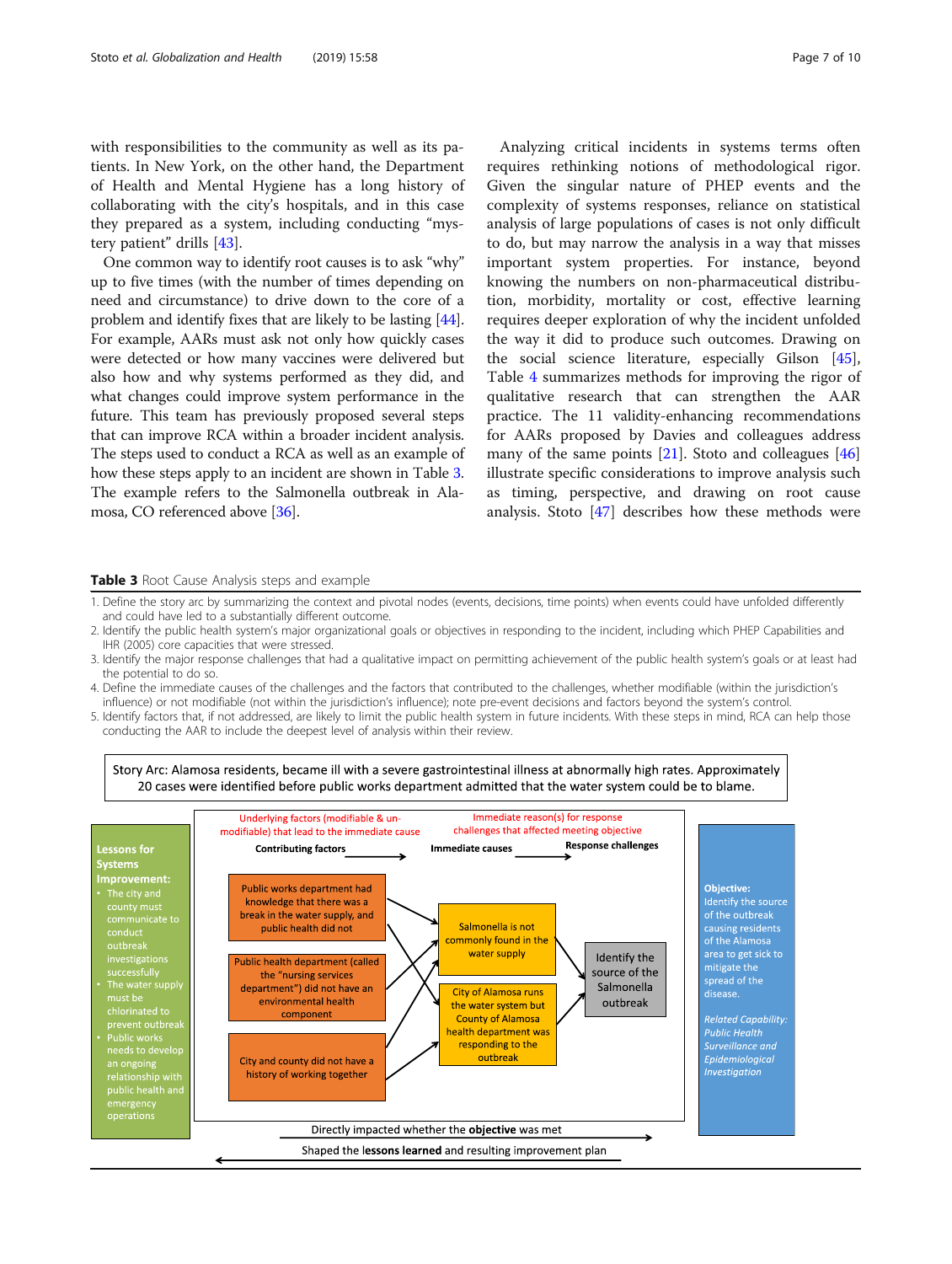with responsibilities to the community as well as its patients. In New York, on the other hand, the Department of Health and Mental Hygiene has a long history of collaborating with the city's hospitals, and in this case they prepared as a system, including conducting "mystery patient" drills [43].

One common way to identify root causes is to ask "why" up to five times (with the number of times depending on need and circumstance) to drive down to the core of a problem and identify fixes that are likely to be lasting [44]. For example, AARs must ask not only how quickly cases were detected or how many vaccines were delivered but also how and why systems performed as they did, and what changes could improve system performance in the future. This team has previously proposed several steps that can improve RCA within a broader incident analysis. The steps used to conduct a RCA as well as an example of how these steps apply to an incident are shown in Table 3. The example refers to the Salmonella outbreak in Alamosa, CO referenced above [36].

Analyzing critical incidents in systems terms often requires rethinking notions of methodological rigor. Given the singular nature of PHEP events and the complexity of systems responses, reliance on statistical analysis of large populations of cases is not only difficult to do, but may narrow the analysis in a way that misses important system properties. For instance, beyond knowing the numbers on non-pharmaceutical distribution, morbidity, mortality or cost, effective learning requires deeper exploration of why the incident unfolded the way it did to produce such outcomes. Drawing on the social science literature, especially Gilson [45], Table 4 summarizes methods for improving the rigor of qualitative research that can strengthen the AAR practice. The 11 validity-enhancing recommendations for AARs proposed by Davies and colleagues address many of the same points [21]. Stoto and colleagues [46] illustrate specific considerations to improve analysis such as timing, perspective, and drawing on root cause analysis. Stoto [47] describes how these methods were

**Table 3** Root Cause Analysis steps and example

1. Define the story arc by summarizing the context and pivotal nodes (events, decisions, time points) when events could have unfolded differently and could have led to a substantially different outcome.
2. Identify the public health system's major organizational goals or objectives in responding to the incident, including which PHEP Capabilities and IHR (2005) core capacities that were stressed.
3. Identify the major response challenges that had a qualitative impact on permitting achievement of the public health system's goals or at least had the potential to do so.
4. Define the immediate causes of the challenges and the factors that contributed to the challenges, whether modifiable (within the jurisdiction's influence) or not modifiable (not within the jurisdiction's influence); note pre-event decisions and factors beyond the system's control.
5. Identify factors that, if not addressed, are likely to limit the public health system in future incidents. With these steps in mind, RCA can help those conducting the AAR to include the deepest level of analysis within their review.

Story Arc: Alamosa residents, became ill with a severe gastrointestinal illness at abnormally high rates. Approximately 20 cases were identified before public works department admitted that the water system could be to blame.

| Lessons for Systems Improvement | Contributing factors (Underlying factors (modifiable & un-modifiable) that lead to the immediate cause) | Immediate causes (Immediate reason(s) for response challenges that affected meeting objective) | Response challenges | Objective |
|---|---|---|---|---|
| • The city and county must communicate to conduct outbreak investigations successfully<br>• The water supply must be chlorinated to prevent outbreak<br>• Public works needs to develop an ongoing relationship with public health and emergency operations | Public works department had knowledge that there was a break in the water supply, and public health did not<br><br>Public health department (called the "nursing services department") did not have an environmental health component<br><br>City and county did not have a history of working together | Salmonella is not commonly found in the water supply<br><br>City of Alamosa runs the water system but County of Alamosa health department was responding to the outbreak | Identify the source of the Salmonella outbreak | Identify the source of the outbreak causing residents of the Alamosa area to get sick to mitigate the spread of the disease.<br><br>*Related Capability: Public Health Surveillance and Epidemiological Investigation* |

Directly impacted whether the **objective** was met →

← Shaped the **lessons learned** and resulting improvement plan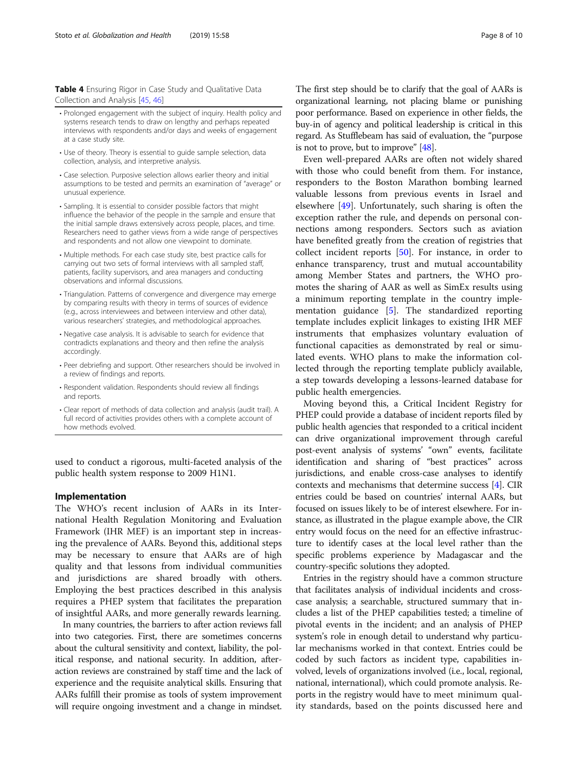**Table 4** Ensuring Rigor in Case Study and Qualitative Data Collection and Analysis [45, 46]

- Prolonged engagement with the subject of inquiry. Health policy and systems research tends to draw on lengthy and perhaps repeated interviews with respondents and/or days and weeks of engagement at a case study site.
- Use of theory. Theory is essential to guide sample selection, data collection, analysis, and interpretive analysis.
- Case selection. Purposive selection allows earlier theory and initial assumptions to be tested and permits an examination of "average" or unusual experience.
- Sampling. It is essential to consider possible factors that might influence the behavior of the people in the sample and ensure that the initial sample draws extensively across people, places, and time. Researchers need to gather views from a wide range of perspectives and respondents and not allow one viewpoint to dominate.
- Multiple methods. For each case study site, best practice calls for carrying out two sets of formal interviews with all sampled staff, patients, facility supervisors, and area managers and conducting observations and informal discussions.
- Triangulation. Patterns of convergence and divergence may emerge by comparing results with theory in terms of sources of evidence (e.g., across interviewees and between interview and other data), various researchers' strategies, and methodological approaches.
- Negative case analysis. It is advisable to search for evidence that contradicts explanations and theory and then refine the analysis accordingly.
- Peer debriefing and support. Other researchers should be involved in a review of findings and reports.
- Respondent validation. Respondents should review all findings and reports.
- Clear report of methods of data collection and analysis (audit trail). A full record of activities provides others with a complete account of how methods evolved.

used to conduct a rigorous, multi-faceted analysis of the public health system response to 2009 H1N1.

## Implementation

The WHO's recent inclusion of AARs in its International Health Regulation Monitoring and Evaluation Framework (IHR MEF) is an important step in increasing the prevalence of AARs. Beyond this, additional steps may be necessary to ensure that AARs are of high quality and that lessons from individual communities and jurisdictions are shared broadly with others. Employing the best practices described in this analysis requires a PHEP system that facilitates the preparation of insightful AARs, and more generally rewards learning.

In many countries, the barriers to after action reviews fall into two categories. First, there are sometimes concerns about the cultural sensitivity and context, liability, the political response, and national security. In addition, after-action reviews are constrained by staff time and the lack of experience and the requisite analytical skills. Ensuring that AARs fulfill their promise as tools of system improvement will require ongoing investment and a change in mindset. The first step should be to clarify that the goal of AARs is organizational learning, not placing blame or punishing poor performance. Based on experience in other fields, the buy-in of agency and political leadership is critical in this regard. As Stufflebeam has said of evaluation, the "purpose is not to prove, but to improve" [48].

Even well-prepared AARs are often not widely shared with those who could benefit from them. For instance, responders to the Boston Marathon bombing learned valuable lessons from previous events in Israel and elsewhere [49]. Unfortunately, such sharing is often the exception rather the rule, and depends on personal connections among responders. Sectors such as aviation have benefited greatly from the creation of registries that collect incident reports [50]. For instance, in order to enhance transparency, trust and mutual accountability among Member States and partners, the WHO promotes the sharing of AAR as well as SimEx results using a minimum reporting template in the country implementation guidance [5]. The standardized reporting template includes explicit linkages to existing IHR MEF instruments that emphasizes voluntary evaluation of functional capacities as demonstrated by real or simulated events. WHO plans to make the information collected through the reporting template publicly available, a step towards developing a lessons-learned database for public health emergencies.

Moving beyond this, a Critical Incident Registry for PHEP could provide a database of incident reports filed by public health agencies that responded to a critical incident can drive organizational improvement through careful post-event analysis of systems' "own" events, facilitate identification and sharing of "best practices" across jurisdictions, and enable cross-case analyses to identify contexts and mechanisms that determine success [4]. CIR entries could be based on countries' internal AARs, but focused on issues likely to be of interest elsewhere. For instance, as illustrated in the plague example above, the CIR entry would focus on the need for an effective infrastructure to identify cases at the local level rather than the specific problems experience by Madagascar and the country-specific solutions they adopted.

Entries in the registry should have a common structure that facilitates analysis of individual incidents and cross-case analysis; a searchable, structured summary that includes a list of the PHEP capabilities tested; a timeline of pivotal events in the incident; and an analysis of PHEP system's role in enough detail to understand why particular mechanisms worked in that context. Entries could be coded by such factors as incident type, capabilities involved, levels of organizations involved (i.e., local, regional, national, international), which could promote analysis. Reports in the registry would have to meet minimum quality standards, based on the points discussed here and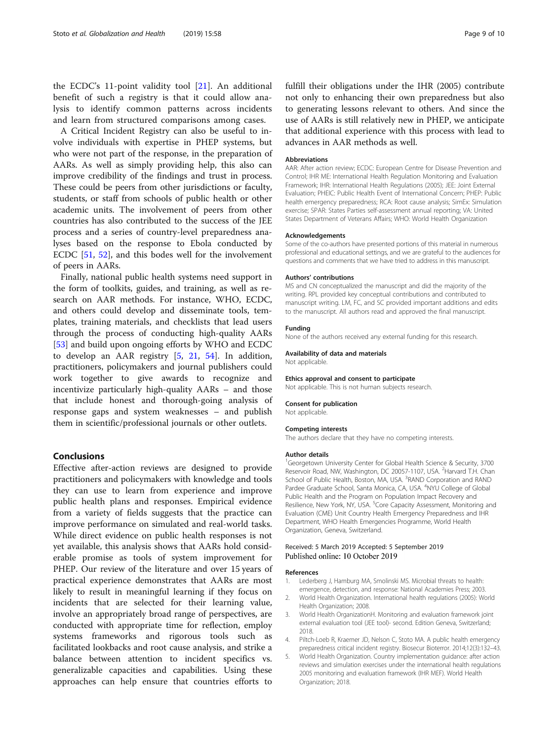the ECDC's 11-point validity tool [21]. An additional benefit of such a registry is that it could allow analysis to identify common patterns across incidents and learn from structured comparisons among cases.

A Critical Incident Registry can also be useful to involve individuals with expertise in PHEP systems, but who were not part of the response, in the preparation of AARs. As well as simply providing help, this also can improve credibility of the findings and trust in process. These could be peers from other jurisdictions or faculty, students, or staff from schools of public health or other academic units. The involvement of peers from other countries has also contributed to the success of the JEE process and a series of country-level preparedness analyses based on the response to Ebola conducted by ECDC [51, 52], and this bodes well for the involvement of peers in AARs.

Finally, national public health systems need support in the form of toolkits, guides, and training, as well as research on AAR methods. For instance, WHO, ECDC, and others could develop and disseminate tools, templates, training materials, and checklists that lead users through the process of conducting high-quality AARs [53] and build upon ongoing efforts by WHO and ECDC to develop an AAR registry [5, 21, 54]. In addition, practitioners, policymakers and journal publishers could work together to give awards to recognize and incentivize particularly high-quality AARs – and those that include honest and thorough-going analysis of response gaps and system weaknesses – and publish them in scientific/professional journals or other outlets.

## Conclusions

Effective after-action reviews are designed to provide practitioners and policymakers with knowledge and tools they can use to learn from experience and improve public health plans and responses. Empirical evidence from a variety of fields suggests that the practice can improve performance on simulated and real-world tasks. While direct evidence on public health responses is not yet available, this analysis shows that AARs hold considerable promise as tools of system improvement for PHEP. Our review of the literature and over 15 years of practical experience demonstrates that AARs are most likely to result in meaningful learning if they focus on incidents that are selected for their learning value, involve an appropriately broad range of perspectives, are conducted with appropriate time for reflection, employ systems frameworks and rigorous tools such as facilitated lookbacks and root cause analysis, and strike a balance between attention to incident specifics vs. generalizable capacities and capabilities. Using these approaches can help ensure that countries efforts to fulfill their obligations under the IHR (2005) contribute not only to enhancing their own preparedness but also to generating lessons relevant to others. And since the use of AARs is still relatively new in PHEP, we anticipate that additional experience with this process with lead to advances in AAR methods as well.

#### Abbreviations

AAR: After action review; ECDC: European Centre for Disease Prevention and Control; IHR ME: International Health Regulation Monitoring and Evaluation Framework; IHR: International Health Regulations (2005); JEE: Joint External Evaluation; PHEIC: Public Health Event of International Concern; PHEP: Public health emergency preparedness; RCA: Root cause analysis; SimEx: Simulation exercise; SPAR: States Parties self-assessment annual reporting; VA: United States Department of Veterans Affairs; WHO: World Health Organization

#### Acknowledgements

Some of the co-authors have presented portions of this material in numerous professional and educational settings, and we are grateful to the audiences for questions and comments that we have tried to address in this manuscript.

#### Authors' contributions

MS and CN conceptualized the manuscript and did the majority of the writing. RPL provided key conceptual contributions and contributed to manuscript writing. LM, FC, and SC provided important additions and edits to the manuscript. All authors read and approved the final manuscript.

#### Funding

None of the authors received any external funding for this research.

#### Availability of data and materials

Not applicable.

#### Ethics approval and consent to participate

Not applicable. This is not human subjects research.

#### Consent for publication

Not applicable.

#### Competing interests

The authors declare that they have no competing interests.

#### Author details

[1]Georgetown University Center for Global Health Science & Security, 3700 Reservoir Road, NW, Washington, DC 20057-1107, USA. [2]Harvard T.H. Chan School of Public Health, Boston, MA, USA. [3]RAND Corporation and RAND Pardee Graduate School, Santa Monica, CA, USA. [4]NYU College of Global Public Health and the Program on Population Impact Recovery and Resilience, New York, NY, USA. [5]Core Capacity Assessment, Monitoring and Evaluation (CME) Unit Country Health Emergency Preparedness and IHR Department, WHO Health Emergencies Programme, World Health Organization, Geneva, Switzerland.

Received: 5 March 2019 Accepted: 5 September 2019
Published online: 10 October 2019

#### References

1. Lederberg J, Hamburg MA, Smolinski MS. Microbial threats to health: emergence, detection, and response: National Academies Press; 2003.
2. World Health Organization. International health regulations (2005): World Health Organization; 2008.
3. World Health OrganizationH. Monitoring and evaluation framework joint external evaluation tool (JEE tool)- second. Edition Geneva, Switzerland; 2018.
4. Piltch-Loeb R, Kraemer JD, Nelson C, Stoto MA. A public health emergency preparedness critical incident registry. Biosecur Bioterror. 2014;12(3):132–43.
5. World Health Organization. Country implementation guidance: after action reviews and simulation exercises under the international health regulations 2005 monitoring and evaluation framework (IHR MEF). World Health Organization; 2018.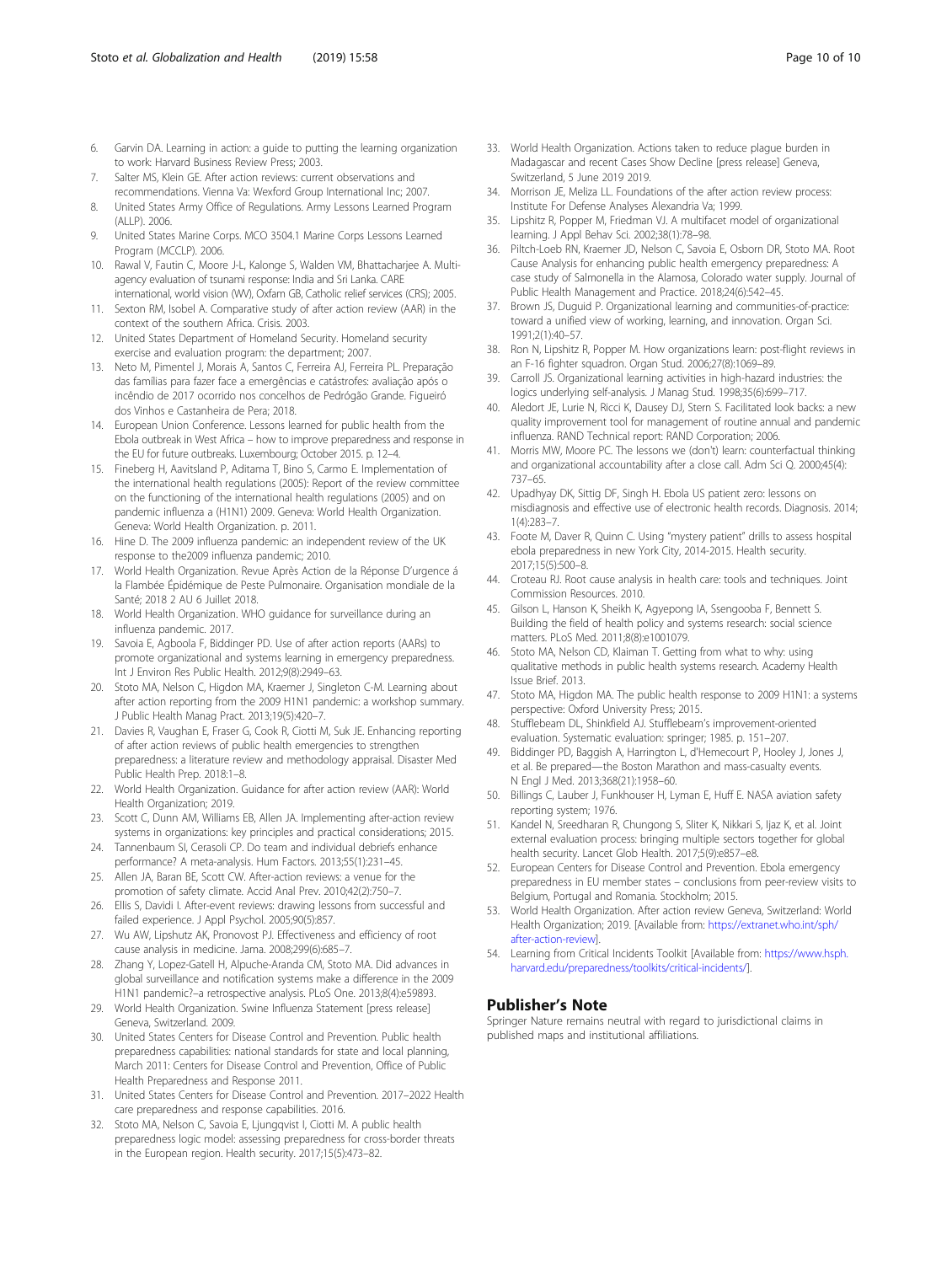6. Garvin DA. Learning in action: a guide to putting the learning organization to work: Harvard Business Review Press; 2003.
7. Salter MS, Klein GE. After action reviews: current observations and recommendations. Vienna Va: Wexford Group International Inc; 2007.
8. United States Army Office of Regulations. Army Lessons Learned Program (ALLP). 2006.
9. United States Marine Corps. MCO 3504.1 Marine Corps Lessons Learned Program (MCLLP). 2006.
10. Rawal V, Fautin C, Moore J-L, Kalonge S, Walden VM, Bhattacharjee A. Multi-agency evaluation of tsunami response: India and Sri Lanka. CARE international, world vision (WV), Oxfam GB, Catholic relief services (CRS); 2005.
11. Sexton RM, Isobel A. Comparative study of after action review (AAR) in the context of the southern Africa. Crisis. 2003.
12. United States Department of Homeland Security. Homeland security exercise and evaluation program: the department; 2007.
13. Neto M, Pimentel J, Morais A, Santos C, Ferreira AJ, Ferreira PL. Preparação das famílias para fazer face a emergências e catástrofes: avaliação após o incêndio de 2017 ocorrido nos concelhos de Pedrógão Grande. Figueiró dos Vinhos e Castanheira de Pera; 2018.
14. European Union Conference. Lessons learned for public health from the Ebola outbreak in West Africa – how to improve preparedness and response in the EU for future outbreaks. Luxembourg; October 2015. p. 12–4.
15. Fineberg H, Aavitsland P, Aditama T, Bino S, Carmo E. Implementation of the international health regulations (2005): Report of the review committee on the functioning of the international health regulations (2005) and on pandemic influenza a (H1N1) 2009. Geneva: World Health Organization. Geneva: World Health Organization. p. 2011.
16. Hine D. The 2009 influenza pandemic: an independent review of the UK response to the2009 influenza pandemic; 2010.
17. World Health Organization. Revue Après Action de la Réponse D'urgence á la Flambée Épidémique de Peste Pulmonaire. Organisation mondiale de la Santé; 2018 2 AU 6 Juillet 2018.
18. World Health Organization. WHO guidance for surveillance during an influenza pandemic. 2017.
19. Savoia E, Agboola F, Biddinger PD. Use of after action reports (AARs) to promote organizational and systems learning in emergency preparedness. Int J Environ Res Public Health. 2012;9(8):2949–63.
20. Stoto MA, Nelson C, Higdon MA, Kraemer J, Singleton C-M. Learning about after action reporting from the 2009 H1N1 pandemic: a workshop summary. J Public Health Manag Pract. 2013;19(5):420–7.
21. Davies R, Vaughan E, Fraser G, Cook R, Ciotti M, Suk JE. Enhancing reporting of after action reviews of public health emergencies to strengthen preparedness: a literature review and methodology appraisal. Disaster Med Public Health Prep. 2018:1–8.
22. World Health Organization. Guidance for after action review (AAR): World Health Organization; 2019.
23. Scott C, Dunn AM, Williams EB, Allen JA. Implementing after-action review systems in organizations: key principles and practical considerations; 2015.
24. Tannenbaum SI, Cerasoli CP. Do team and individual debriefs enhance performance? A meta-analysis. Hum Factors. 2013;55(1):231–45.
25. Allen JA, Baran BE, Scott CW. After-action reviews: a venue for the promotion of safety climate. Accid Anal Prev. 2010;42(2):750–7.
26. Ellis S, Davidi I. After-event reviews: drawing lessons from successful and failed experience. J Appl Psychol. 2005;90(5):857.
27. Wu AW, Lipshutz AK, Pronovost PJ. Effectiveness and efficiency of root cause analysis in medicine. Jama. 2008;299(6):685–7.
28. Zhang Y, Lopez-Gatell H, Alpuche-Aranda CM, Stoto MA. Did advances in global surveillance and notification systems make a difference in the 2009 H1N1 pandemic?–a retrospective analysis. PLoS One. 2013;8(4):e59893.
29. World Health Organization. Swine Influenza Statement [press release] Geneva, Switzerland. 2009.
30. United States Centers for Disease Control and Prevention. Public health preparedness capabilities: national standards for state and local planning, March 2011: Centers for Disease Control and Prevention, Office of Public Health Preparedness and Response 2011.
31. United States Centers for Disease Control and Prevention. 2017–2022 Health care preparedness and response capabilities. 2016.
32. Stoto MA, Nelson C, Savoia E, Ljungqvist I, Ciotti M. A public health preparedness logic model: assessing preparedness for cross-border threats in the European region. Health security. 2017;15(5):473–82.
33. World Health Organization. Actions taken to reduce plague burden in Madagascar and recent Cases Show Decline [press release] Geneva, Switzerland, 5 June 2019 2019.
34. Morrison JE, Meliza LL. Foundations of the after action review process: Institute For Defense Analyses Alexandria Va; 1999.
35. Lipshitz R, Popper M, Friedman VJ. A multifacet model of organizational learning. J Appl Behav Sci. 2002;38(1):78–98.
36. Piltch-Loeb RN, Kraemer JD, Nelson C, Savoia E, Osborn DR, Stoto MA. Root Cause Analysis for enhancing public health emergency preparedness: A case study of Salmonella in the Alamosa, Colorado water supply. Journal of Public Health Management and Practice. 2018;24(6):542–45.
37. Brown JS, Duguid P. Organizational learning and communities-of-practice: toward a unified view of working, learning, and innovation. Organ Sci. 1991;2(1):40–57.
38. Ron N, Lipshitz R, Popper M. How organizations learn: post-flight reviews in an F-16 fighter squadron. Organ Stud. 2006;27(8):1069–89.
39. Carroll JS. Organizational learning activities in high-hazard industries: the logics underlying self-analysis. J Manag Stud. 1998;35(6):699–717.
40. Aledort JE, Lurie N, Ricci K, Dausey DJ, Stern S. Facilitated look backs: a new quality improvement tool for management of routine annual and pandemic influenza. RAND Technical report: RAND Corporation; 2006.
41. Morris MW, Moore PC. The lessons we (don't) learn: counterfactual thinking and organizational accountability after a close call. Adm Sci Q. 2000;45(4): 737–65.
42. Upadhyay DK, Sittig DF, Singh H. Ebola US patient zero: lessons on misdiagnosis and effective use of electronic health records. Diagnosis. 2014; 1(4):283–7.
43. Foote M, Daver R, Quinn C. Using "mystery patient" drills to assess hospital ebola preparedness in new York City, 2014-2015. Health security. 2017;15(5):500–8.
44. Croteau RJ. Root cause analysis in health care: tools and techniques. Joint Commission Resources. 2010.
45. Gilson L, Hanson K, Sheikh K, Agyepong IA, Ssengooba F, Bennett S. Building the field of health policy and systems research: social science matters. PLoS Med. 2011;8(8):e1001079.
46. Stoto MA, Nelson CD, Klaiman T. Getting from what to why: using qualitative methods in public health systems research. Academy Health Issue Brief. 2013.
47. Stoto MA, Higdon MA. The public health response to 2009 H1N1: a systems perspective: Oxford University Press; 2015.
48. Stufflebeam DL, Shinkfield AJ. Stufflebeam's improvement-oriented evaluation. Systematic evaluation: springer; 1985. p. 151–207.
49. Biddinger PD, Baggish A, Harrington L, d'Hemecourt P, Hooley J, Jones J, et al. Be prepared—the Boston Marathon and mass-casualty events. N Engl J Med. 2013;368(21):1958–60.
50. Billings C, Lauber J, Funkhouser H, Lyman E, Huff E. NASA aviation safety reporting system; 1976.
51. Kandel N, Sreedharan R, Chungong S, Sliter K, Nikkari S, Ijaz K, et al. Joint external evaluation process: bringing multiple sectors together for global health security. Lancet Glob Health. 2017;5(9):e857–e8.
52. European Centers for Disease Control and Prevention. Ebola emergency preparedness in EU member states – conclusions from peer-review visits to Belgium, Portugal and Romania. Stockholm; 2015.
53. World Health Organization. After action review Geneva, Switzerland: World Health Organization; 2019. [Available from: https://extranet.who.int/sph/after-action-review].
54. Learning from Critical Incidents Toolkit [Available from: https://www.hsph.harvard.edu/preparedness/toolkits/critical-incidents/].

## Publisher's Note

Springer Nature remains neutral with regard to jurisdictional claims in published maps and institutional affiliations.